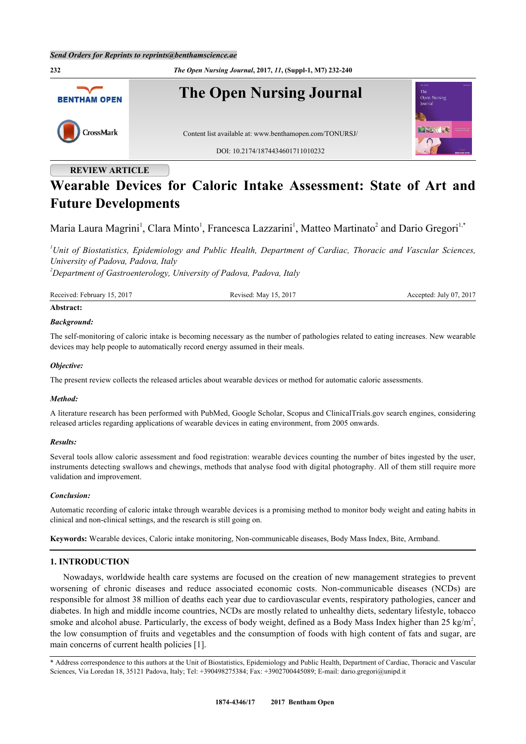REVIEW ARTICLE

# Wearable Devices for Caloric Intake Assessment: State of Art and Future Developments

Maria Laura Magrini[1], Clara Minto[1], Francesca Lazzarini[1], Matteo Martinato[2] and Dario Gregori[1,*]

[1] *Unit of Biostatistics, Epidemiology and Public Health, Department of Cardiac, Thoracic and Vascular Sciences, University of Padova, Padova, Italy*
[2] *Department of Gastroenterology, University of Padova, Padova, Italy*

Received: February 15, 2017 | Revised: May 15, 2017 | Accepted: July 07, 2017

**Abstract:**

***Background:***

The self-monitoring of caloric intake is becoming necessary as the number of pathologies related to eating increases. New wearable devices may help people to automatically record energy assumed in their meals.

***Objective:***

The present review collects the released articles about wearable devices or method for automatic caloric assessments.

***Method:***

A literature research has been performed with PubMed, Google Scholar, Scopus and ClinicalTrials.gov search engines, considering released articles regarding applications of wearable devices in eating environment, from 2005 onwards.

***Results:***

Several tools allow caloric assessment and food registration: wearable devices counting the number of bites ingested by the user, instruments detecting swallows and chewings, methods that analyse food with digital photography. All of them still require more validation and improvement.

***Conclusion:***

Automatic recording of caloric intake through wearable devices is a promising method to monitor body weight and eating habits in clinical and non-clinical settings, and the research is still going on.

**Keywords:** Wearable devices, Caloric intake monitoring, Non-communicable diseases, Body Mass Index, Bite, Armband.

## 1. INTRODUCTION

Nowadays, worldwide health care systems are focused on the creation of new management strategies to prevent worsening of chronic diseases and reduce associated economic costs. Non-communicable diseases (NCDs) are responsible for almost 38 million of deaths each year due to cardiovascular events, respiratory pathologies, cancer and diabetes. In high and middle income countries, NCDs are mostly related to unhealthy diets, sedentary lifestyle, tobacco smoke and alcohol abuse. Particularly, the excess of body weight, defined as a Body Mass Index higher than 25 kg/m$^2$, the low consumption of fruits and vegetables and the consumption of foods with high content of fats and sugar, are main concerns of current health policies [1].

\* Address correspondence to this authors at the Unit of Biostatistics, Epidemiology and Public Health, Department of Cardiac, Thoracic and Vascular Sciences, Via Loredan 18, 35121 Padova, Italy; Tel: +390498275384; Fax: +3902700445089; E-mail: dario.gregori@unipd.it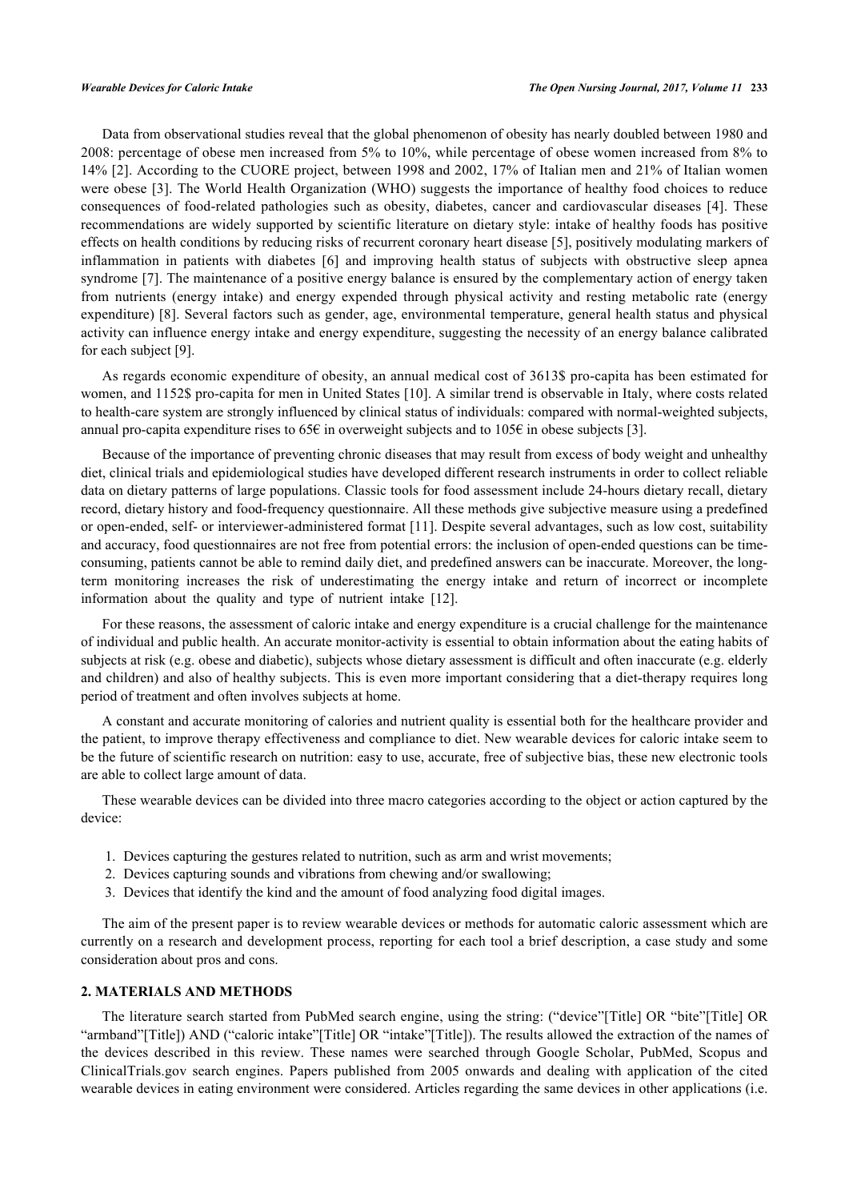Data from observational studies reveal that the global phenomenon of obesity has nearly doubled between 1980 and 2008: percentage of obese men increased from 5% to 10%, while percentage of obese women increased from 8% to 14% [2]. According to the CUORE project, between 1998 and 2002, 17% of Italian men and 21% of Italian women were obese [3]. The World Health Organization (WHO) suggests the importance of healthy food choices to reduce consequences of food-related pathologies such as obesity, diabetes, cancer and cardiovascular diseases [4]. These recommendations are widely supported by scientific literature on dietary style: intake of healthy foods has positive effects on health conditions by reducing risks of recurrent coronary heart disease [5], positively modulating markers of inflammation in patients with diabetes [6] and improving health status of subjects with obstructive sleep apnea syndrome [7]. The maintenance of a positive energy balance is ensured by the complementary action of energy taken from nutrients (energy intake) and energy expended through physical activity and resting metabolic rate (energy expenditure) [8]. Several factors such as gender, age, environmental temperature, general health status and physical activity can influence energy intake and energy expenditure, suggesting the necessity of an energy balance calibrated for each subject [9].

As regards economic expenditure of obesity, an annual medical cost of 3613$ pro-capita has been estimated for women, and 1152$ pro-capita for men in United States [10]. A similar trend is observable in Italy, where costs related to health-care system are strongly influenced by clinical status of individuals: compared with normal-weighted subjects, annual pro-capita expenditure rises to 65€ in overweight subjects and to 105€ in obese subjects [3].

Because of the importance of preventing chronic diseases that may result from excess of body weight and unhealthy diet, clinical trials and epidemiological studies have developed different research instruments in order to collect reliable data on dietary patterns of large populations. Classic tools for food assessment include 24-hours dietary recall, dietary record, dietary history and food-frequency questionnaire. All these methods give subjective measure using a predefined or open-ended, self- or interviewer-administered format [11]. Despite several advantages, such as low cost, suitability and accuracy, food questionnaires are not free from potential errors: the inclusion of open-ended questions can be time-consuming, patients cannot be able to remind daily diet, and predefined answers can be inaccurate. Moreover, the long-term monitoring increases the risk of underestimating the energy intake and return of incorrect or incomplete information about the quality and type of nutrient intake [12].

For these reasons, the assessment of caloric intake and energy expenditure is a crucial challenge for the maintenance of individual and public health. An accurate monitor-activity is essential to obtain information about the eating habits of subjects at risk (e.g. obese and diabetic), subjects whose dietary assessment is difficult and often inaccurate (e.g. elderly and children) and also of healthy subjects. This is even more important considering that a diet-therapy requires long period of treatment and often involves subjects at home.

A constant and accurate monitoring of calories and nutrient quality is essential both for the healthcare provider and the patient, to improve therapy effectiveness and compliance to diet. New wearable devices for caloric intake seem to be the future of scientific research on nutrition: easy to use, accurate, free of subjective bias, these new electronic tools are able to collect large amount of data.

These wearable devices can be divided into three macro categories according to the object or action captured by the device:

1. Devices capturing the gestures related to nutrition, such as arm and wrist movements;
2. Devices capturing sounds and vibrations from chewing and/or swallowing;
3. Devices that identify the kind and the amount of food analyzing food digital images.

The aim of the present paper is to review wearable devices or methods for automatic caloric assessment which are currently on a research and development process, reporting for each tool a brief description, a case study and some consideration about pros and cons.

## 2. MATERIALS AND METHODS

The literature search started from PubMed search engine, using the string: ("device"[Title] OR "bite"[Title] OR "armband"[Title]) AND ("caloric intake"[Title] OR "intake"[Title]). The results allowed the extraction of the names of the devices described in this review. These names were searched through Google Scholar, PubMed, Scopus and ClinicalTrials.gov search engines. Papers published from 2005 onwards and dealing with application of the cited wearable devices in eating environment were considered. Articles regarding the same devices in other applications (i.e.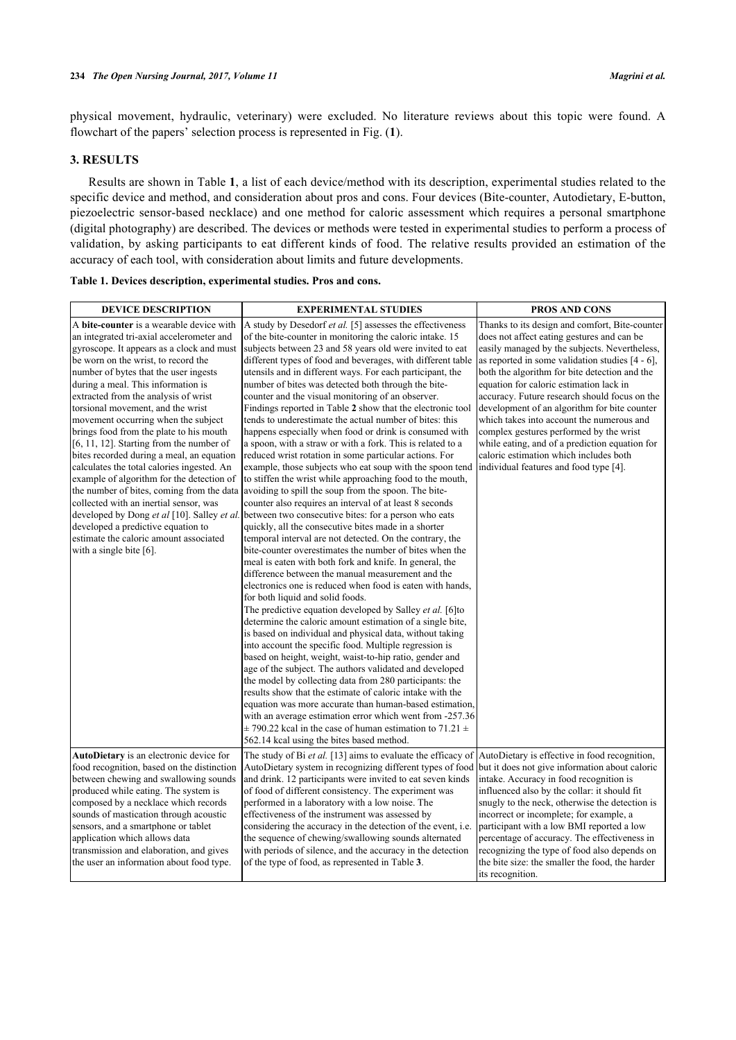physical movement, hydraulic, veterinary) were excluded. No literature reviews about this topic were found. A flowchart of the papers' selection process is represented in Fig. (**1**).

## 3. RESULTS

Results are shown in Table **1**, a list of each device/method with its description, experimental studies related to the specific device and method, and consideration about pros and cons. Four devices (Bite-counter, Autodietary, E-button, piezoelectric sensor-based necklace) and one method for caloric assessment which requires a personal smartphone (digital photography) are described. The devices or methods were tested in experimental studies to perform a process of validation, by asking participants to eat different kinds of food. The relative results provided an estimation of the accuracy of each tool, with consideration about limits and future developments.

**Table 1. Devices description, experimental studies. Pros and cons.**

| DEVICE DESCRIPTION | EXPERIMENTAL STUDIES | PROS AND CONS |
|---|---|---|
| A **bite-counter** is a wearable device with an integrated tri-axial accelerometer and gyroscope. It appears as a clock and must be worn on the wrist, to record the number of bytes that the user ingests during a meal. This information is extracted from the analysis of wrist torsional movement, and the wrist movement occurring when the subject brings food from the plate to his mouth [6, 11, 12]. Starting from the number of bites recorded during a meal, an equation calculates the total calories ingested. An example of algorithm for the detection of the number of bites, coming from the data collected with an inertial sensor, was developed by Dong *et al* [10]. Salley *et al.* developed a predictive equation to estimate the caloric amount associated with a single bite [6]. | A study by Desedorf *et al.* [5] assesses the effectiveness of the bite-counter in monitoring the caloric intake. 15 subjects between 23 and 58 years old were invited to eat different types of food and beverages, with different table utensils and in different ways. For each participant, the number of bites was detected both through the bite-counter and the visual monitoring of an observer. Findings reported in Table **2** show that the electronic tool tends to underestimate the actual number of bites: this happens especially when food or drink is consumed with a spoon, with a straw or with a fork. This is related to a reduced wrist rotation in some particular actions. For example, those subjects who eat soup with the spoon tend to stiffen the wrist while approaching food to the mouth, avoiding to spill the soup from the spoon. The bite-counter also requires an interval of at least 8 seconds between two consecutive bites: for a person who eats quickly, all the consecutive bites made in a shorter temporal interval are not detected. On the contrary, the bite-counter overestimates the number of bites when the meal is eaten with both fork and knife. In general, the difference between the manual measurement and the electronics one is reduced when food is eaten with hands, for both liquid and solid foods.<br>The predictive equation developed by Salley *et al.* [6]to determine the caloric amount estimation of a single bite, is based on individual and physical data, without taking into account the specific food. Multiple regression is based on height, weight, waist-to-hip ratio, gender and age of the subject. The authors validated and developed the model by collecting data from 280 participants: the results show that the estimate of caloric intake with the equation was more accurate than human-based estimation, with an average estimation error which went from -257.36 ± 790.22 kcal in the case of human estimation to 71.21 ± 562.14 kcal using the bites based method. | Thanks to its design and comfort, Bite-counter does not affect eating gestures and can be easily managed by the subjects. Nevertheless, as reported in some validation studies [4 - 6], both the algorithm for bite detection and the equation for caloric estimation lack in accuracy. Future research should focus on the development of an algorithm for bite counter which takes into account the numerous and complex gestures performed by the wrist while eating, and of a prediction equation for caloric estimation which includes both individual features and food type [4]. |
| **AutoDietary** is an electronic device for food recognition, based on the distinction between chewing and swallowing sounds produced while eating. The system is composed by a necklace which records sounds of mastication through acoustic sensors, and a smartphone or tablet application which allows data transmission and elaboration, and gives the user an information about food type. | The study of Bi *et al.* [13] aims to evaluate the efficacy of AutoDietary system in recognizing different types of food and drink. 12 participants were invited to eat seven kinds of food of different consistency. The experiment was performed in a laboratory with a low noise. The effectiveness of the instrument was assessed by considering the accuracy in the detection of the event, i.e. the sequence of chewing/swallowing sounds alternated with periods of silence, and the accuracy in the detection of the type of food, as represented in Table **3**. | AutoDietary is effective in food recognition, but it does not give information about caloric intake. Accuracy in food recognition is influenced also by the collar: it should fit snugly to the neck, otherwise the detection is incorrect or incomplete; for example, a participant with a low BMI reported a low percentage of accuracy. The effectiveness in recognizing the type of food also depends on the bite size: the smaller the food, the harder its recognition. |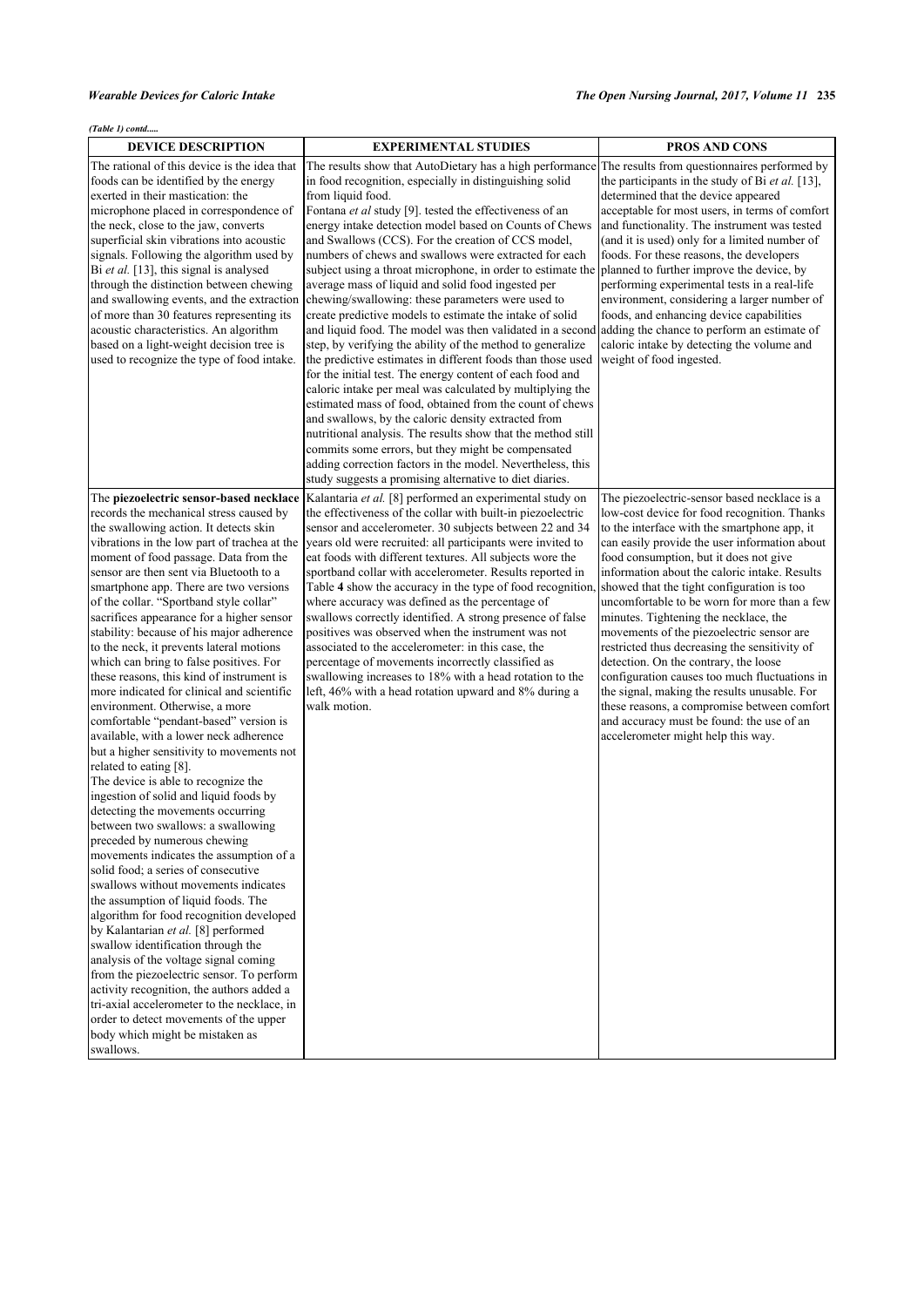*(Table 1) contd.....*

| DEVICE DESCRIPTION | EXPERIMENTAL STUDIES | PROS AND CONS |
|---|---|---|
| The rational of this device is the idea that foods can be identified by the energy exerted in their mastication: the microphone placed in correspondence of the neck, close to the jaw, converts superficial skin vibrations into acoustic signals. Following the algorithm used by Bi *et al.* [13], this signal is analysed through the distinction between chewing and swallowing events, and the extraction of more than 30 features representing its acoustic characteristics. An algorithm based on a light-weight decision tree is used to recognize the type of food intake. | The results show that AutoDietary has a high performance in food recognition, especially in distinguishing solid from liquid food.<br>Fontana *et al* study [9]. tested the effectiveness of an energy intake detection model based on Counts of Chews and Swallows (CCS). For the creation of CCS model, numbers of chews and swallows were extracted for each subject using a throat microphone, in order to estimate the average mass of liquid and solid food ingested per chewing/swallowing: these parameters were used to create predictive models to estimate the intake of solid and liquid food. The model was then validated in a second step, by verifying the ability of the method to generalize the predictive estimates in different foods than those used for the initial test. The energy content of each food and caloric intake per meal was calculated by multiplying the estimated mass of food, obtained from the count of chews and swallows, by the caloric density extracted from nutritional analysis. The results show that the method still commits some errors, but they might be compensated adding correction factors in the model. Nevertheless, this study suggests a promising alternative to diet diaries. | The results from questionnaires performed by the participants in the study of Bi *et al.* [13], determined that the device appeared acceptable for most users, in terms of comfort and functionality. The instrument was tested (and it is used) only for a limited number of foods. For these reasons, the developers planned to further improve the device, by performing experimental tests in a real-life environment, considering a larger number of foods, and enhancing device capabilities adding the chance to perform an estimate of caloric intake by detecting the volume and weight of food ingested. |
| The **piezoelectric sensor-based necklace** records the mechanical stress caused by the swallowing action. It detects skin vibrations in the low part of trachea at the moment of food passage. Data from the sensor are then sent via Bluetooth to a smartphone app. There are two versions of the collar. "Sportband style collar" sacrifices appearance for a higher sensor stability: because of his major adherence to the neck, it prevents lateral motions which can bring to false positives. For these reasons, this kind of instrument is more indicated for clinical and scientific environment. Otherwise, a more comfortable "pendant-based" version is available, with a lower neck adherence but a higher sensitivity to movements not related to eating [8].<br>The device is able to recognize the ingestion of solid and liquid foods by detecting the movements occurring between two swallows: a swallowing preceded by numerous chewing movements indicates the assumption of a solid food; a series of consecutive swallows without movements indicates the assumption of liquid foods. The algorithm for food recognition developed by Kalantarian *et al.* [8] performed swallow identification through the analysis of the voltage signal coming from the piezoelectric sensor. To perform activity recognition, the authors added a tri-axial accelerometer to the necklace, in order to detect movements of the upper body which might be mistaken as swallows. | Kalantaria *et al.* [8] performed an experimental study on the effectiveness of the collar with built-in piezoelectric sensor and accelerometer. 30 subjects between 22 and 34 years old were recruited: all participants were invited to eat foods with different textures. All subjects wore the sportband collar with accelerometer. Results reported in Table **4** show the accuracy in the type of food recognition, where accuracy was defined as the percentage of swallows correctly identified. A strong presence of false positives was observed when the instrument was not associated to the accelerometer: in this case, the percentage of movements incorrectly classified as swallowing increases to 18% with a head rotation to the left, 46% with a head rotation upward and 8% during a walk motion. | The piezoelectric-sensor based necklace is a low-cost device for food recognition. Thanks to the interface with the smartphone app, it can easily provide the user information about food consumption, but it does not give information about the caloric intake. Results showed that the tight configuration is too uncomfortable to be worn for more than a few minutes. Tightening the necklace, the movements of the piezoelectric sensor are restricted thus decreasing the sensitivity of detection. On the contrary, the loose configuration causes too much fluctuations in the signal, making the results unusable. For these reasons, a compromise between comfort and accuracy must be found: the use of an accelerometer might help this way. |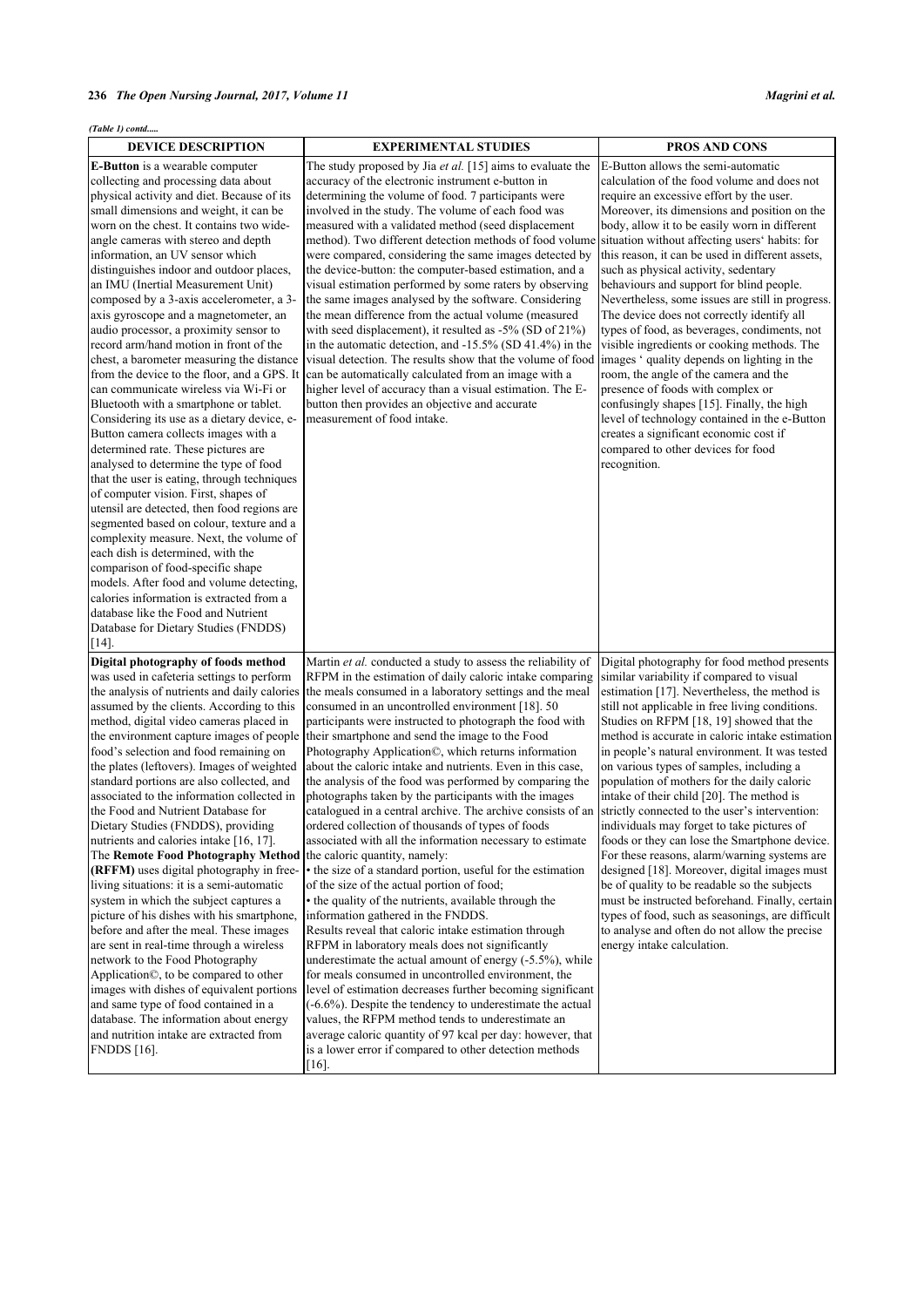*(Table 1) contd.....*

| DEVICE DESCRIPTION | EXPERIMENTAL STUDIES | PROS AND CONS |
|---|---|---|
| **E-Button** is a wearable computer collecting and processing data about physical activity and diet. Because of its small dimensions and weight, it can be worn on the chest. It contains two wide-angle cameras with stereo and depth information, an UV sensor which distinguishes indoor and outdoor places, an IMU (Inertial Measurement Unit) composed by a 3-axis accelerometer, a 3-axis gyroscope and a magnetometer, an audio processor, a proximity sensor to record arm/hand motion in front of the chest, a barometer measuring the distance from the device to the floor, and a GPS. It can communicate wireless via Wi-Fi or Bluetooth with a smartphone or tablet. Considering its use as a dietary device, e-Button camera collects images with a determined rate. These pictures are analysed to determine the type of food that the user is eating, through techniques of computer vision. First, shapes of utensil are detected, then food regions are segmented based on colour, texture and a complexity measure. Next, the volume of each dish is determined, with the comparison of food-specific shape models. After food and volume detecting, calories information is extracted from a database like the Food and Nutrient Database for Dietary Studies (FNDDS) [14]. | The study proposed by Jia *et al.* [15] aims to evaluate the accuracy of the electronic instrument e-button in determining the volume of food. 7 participants were involved in the study. The volume of each food was measured with a validated method (seed displacement method). Two different detection methods of food volume were compared, considering the same images detected by the device-button: the computer-based estimation, and a visual estimation performed by some raters by observing the same images analysed by the software. Considering the mean difference from the actual volume (measured with seed displacement), it resulted as -5% (SD of 21%) in the automatic detection, and -15.5% (SD 41.4%) in the visual detection. The results show that the volume of food can be automatically calculated from an image with a higher level of accuracy than a visual estimation. The E-button then provides an objective and accurate measurement of food intake. | E-Button allows the semi-automatic calculation of the food volume and does not require an excessive effort by the user. Moreover, its dimensions and position on the body, allow it to be easily worn in different situation without affecting users' habits: for this reason, it can be used in different assets, such as physical activity, sedentary behaviours and support for blind people. Nevertheless, some issues are still in progress. The device does not correctly identify all types of food, as beverages, condiments, not visible ingredients or cooking methods. The images ' quality depends on lighting in the room, the angle of the camera and the presence of foods with complex or confusingly shapes [15]. Finally, the high level of technology contained in the e-Button creates a significant economic cost if compared to other devices for food recognition. |
| **Digital photography of foods method** was used in cafeteria settings to perform the analysis of nutrients and daily calories assumed by the clients. According to this method, digital video cameras placed in the environment capture images of people food's selection and food remaining on the plates (leftovers). Images of weighted standard portions are also collected, and associated to the information collected in the Food and Nutrient Database for Dietary Studies (FNDDS), providing nutrients and calories intake [16, 17]. The **Remote Food Photography Method (RFFM)** uses digital photography in free-living situations: it is a semi-automatic system in which the subject captures a picture of his dishes with his smartphone, before and after the meal. These images are sent in real-time through a wireless network to the Food Photography Application©, to be compared to other images with dishes of equivalent portions and same type of food contained in a database. The information about energy and nutrition intake are extracted from FNDDS [16]. | Martin *et al.* conducted a study to assess the reliability of RFPM in the estimation of daily caloric intake comparing the meals consumed in a laboratory settings and the meal consumed in an uncontrolled environment [18]. 50 participants were instructed to photograph the food with their smartphone and send the image to the Food Photography Application©, which returns information about the caloric intake and nutrients. Even in this case, the analysis of the food was performed by comparing the photographs taken by the participants with the images catalogued in a central archive. The archive consists of an ordered collection of thousands of types of foods associated with all the information necessary to estimate the caloric quantity, namely:<br>• the size of a standard portion, useful for the estimation of the size of the actual portion of food;<br>• the quality of the nutrients, available through the information gathered in the FNDDS.<br>Results reveal that caloric intake estimation through RFPM in laboratory meals does not significantly underestimate the actual amount of energy (-5.5%), while for meals consumed in uncontrolled environment, the level of estimation decreases further becoming significant (-6.6%). Despite the tendency to underestimate the actual values, the RFPM method tends to underestimate an average caloric quantity of 97 kcal per day: however, that is a lower error if compared to other detection methods [16]. | Digital photography for food method presents similar variability if compared to visual estimation [17]. Nevertheless, the method is still not applicable in free living conditions. Studies on RFPM [18, 19] showed that the method is accurate in caloric intake estimation in people's natural environment. It was tested on various types of samples, including a population of mothers for the daily caloric intake of their child [20]. The method is strictly connected to the user's intervention: individuals may forget to take pictures of foods or they can lose the Smartphone device. For these reasons, alarm/warning systems are designed [18]. Moreover, digital images must be of quality to be readable so the subjects must be instructed beforehand. Finally, certain types of food, such as seasonings, are difficult to analyse and often do not allow the precise energy intake calculation. |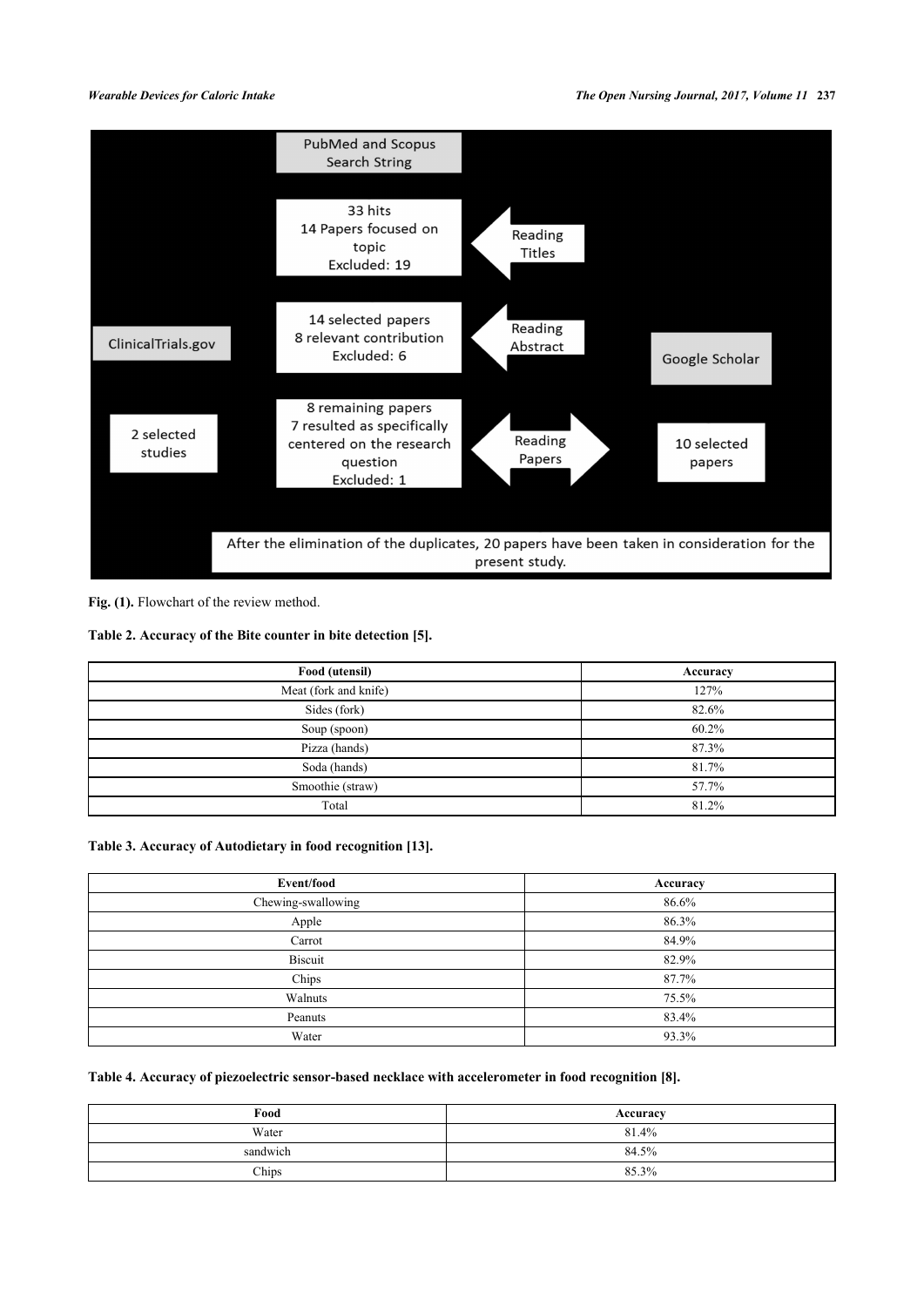PubMed and Scopus Search String

33 hits
14 Papers focused on topic
Excluded: 19

Reading Titles

14 selected papers
8 relevant contribution
Excluded: 6

Reading Abstract

ClinicalTrials.gov

Google Scholar

2 selected studies

8 remaining papers
7 resulted as specifically centered on the research question
Excluded: 1

Reading Papers

10 selected papers

After the elimination of the duplicates, 20 papers have been taken in consideration for the present study.

**Fig. (1).** Flowchart of the review method.

**Table 2. Accuracy of the Bite counter in bite detection [5].**

| Food (utensil) | Accuracy |
|---|---|
| Meat (fork and knife) | 127% |
| Sides (fork) | 82.6% |
| Soup (spoon) | 60.2% |
| Pizza (hands) | 87.3% |
| Soda (hands) | 81.7% |
| Smoothie (straw) | 57.7% |
| Total | 81.2% |

**Table 3. Accuracy of Autodietary in food recognition [13].**

| Event/food | Accuracy |
|---|---|
| Chewing-swallowing | 86.6% |
| Apple | 86.3% |
| Carrot | 84.9% |
| Biscuit | 82.9% |
| Chips | 87.7% |
| Walnuts | 75.5% |
| Peanuts | 83.4% |
| Water | 93.3% |

**Table 4. Accuracy of piezoelectric sensor-based necklace with accelerometer in food recognition [8].**

| Food | Accuracy |
|---|---|
| Water | 81.4% |
| sandwich | 84.5% |
| Chips | 85.3% |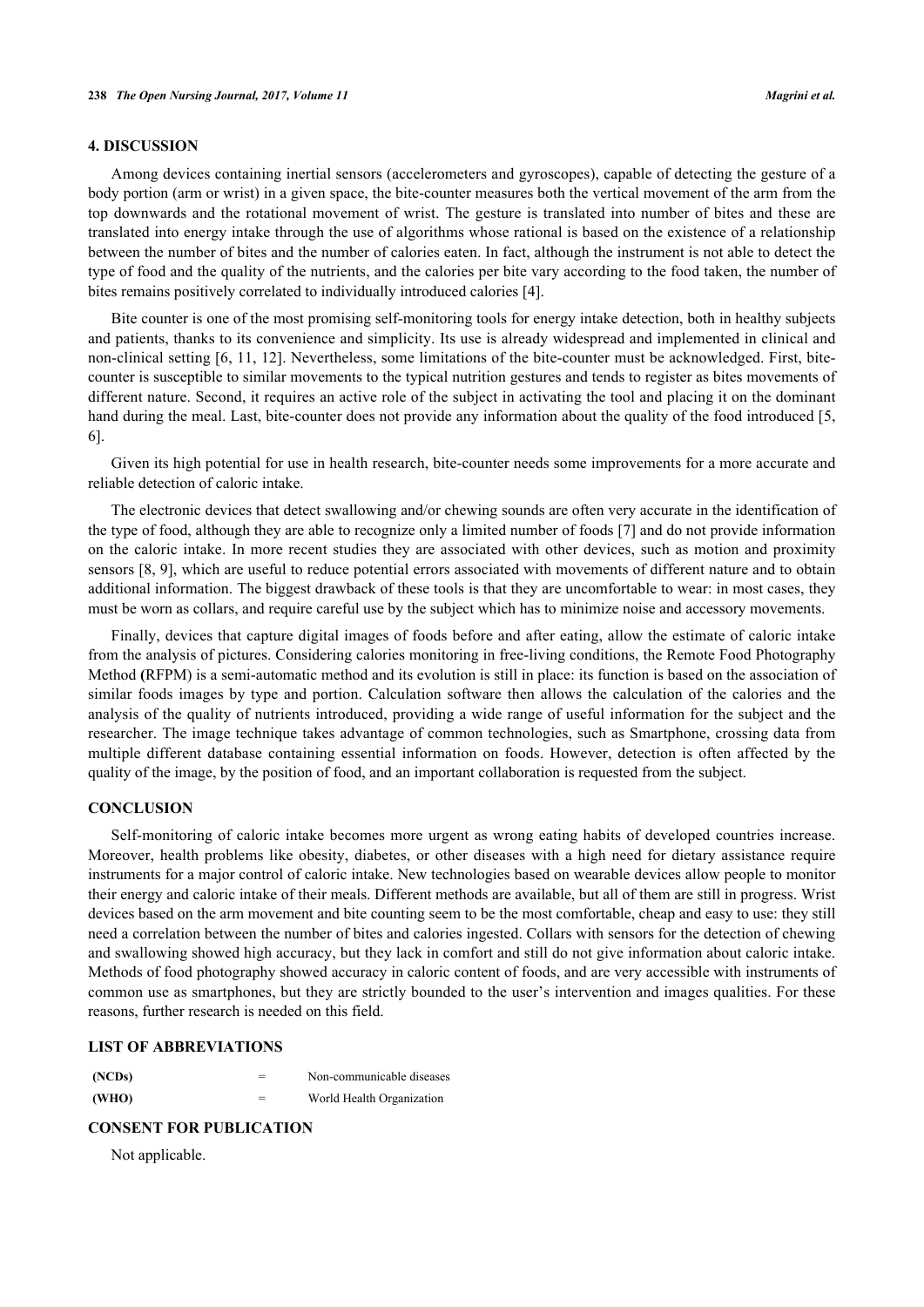## 4. DISCUSSION

Among devices containing inertial sensors (accelerometers and gyroscopes), capable of detecting the gesture of a body portion (arm or wrist) in a given space, the bite-counter measures both the vertical movement of the arm from the top downwards and the rotational movement of wrist. The gesture is translated into number of bites and these are translated into energy intake through the use of algorithms whose rational is based on the existence of a relationship between the number of bites and the number of calories eaten. In fact, although the instrument is not able to detect the type of food and the quality of the nutrients, and the calories per bite vary according to the food taken, the number of bites remains positively correlated to individually introduced calories [4].

Bite counter is one of the most promising self-monitoring tools for energy intake detection, both in healthy subjects and patients, thanks to its convenience and simplicity. Its use is already widespread and implemented in clinical and non-clinical setting [6, 11, 12]. Nevertheless, some limitations of the bite-counter must be acknowledged. First, bite-counter is susceptible to similar movements to the typical nutrition gestures and tends to register as bites movements of different nature. Second, it requires an active role of the subject in activating the tool and placing it on the dominant hand during the meal. Last, bite-counter does not provide any information about the quality of the food introduced [5, 6].

Given its high potential for use in health research, bite-counter needs some improvements for a more accurate and reliable detection of caloric intake.

The electronic devices that detect swallowing and/or chewing sounds are often very accurate in the identification of the type of food, although they are able to recognize only a limited number of foods [7] and do not provide information on the caloric intake. In more recent studies they are associated with other devices, such as motion and proximity sensors [8, 9], which are useful to reduce potential errors associated with movements of different nature and to obtain additional information. The biggest drawback of these tools is that they are uncomfortable to wear: in most cases, they must be worn as collars, and require careful use by the subject which has to minimize noise and accessory movements.

Finally, devices that capture digital images of foods before and after eating, allow the estimate of caloric intake from the analysis of pictures. Considering calories monitoring in free-living conditions, the Remote Food Photography Method **(**RFPM) is a semi-automatic method and its evolution is still in place: its function is based on the association of similar foods images by type and portion. Calculation software then allows the calculation of the calories and the analysis of the quality of nutrients introduced, providing a wide range of useful information for the subject and the researcher. The image technique takes advantage of common technologies, such as Smartphone, crossing data from multiple different database containing essential information on foods. However, detection is often affected by the quality of the image, by the position of food, and an important collaboration is requested from the subject.

## CONCLUSION

Self-monitoring of caloric intake becomes more urgent as wrong eating habits of developed countries increase. Moreover, health problems like obesity, diabetes, or other diseases with a high need for dietary assistance require instruments for a major control of caloric intake. New technologies based on wearable devices allow people to monitor their energy and caloric intake of their meals. Different methods are available, but all of them are still in progress. Wrist devices based on the arm movement and bite counting seem to be the most comfortable, cheap and easy to use: they still need a correlation between the number of bites and calories ingested. Collars with sensors for the detection of chewing and swallowing showed high accuracy, but they lack in comfort and still do not give information about caloric intake. Methods of food photography showed accuracy in caloric content of foods, and are very accessible with instruments of common use as smartphones, but they are strictly bounded to the user's intervention and images qualities. For these reasons, further research is needed on this field.

## LIST OF ABBREVIATIONS

| | | |
|---|---|---|
| **(NCDs)** | = | Non-communicable diseases |
| **(WHO)** | = | World Health Organization |

## CONSENT FOR PUBLICATION

Not applicable.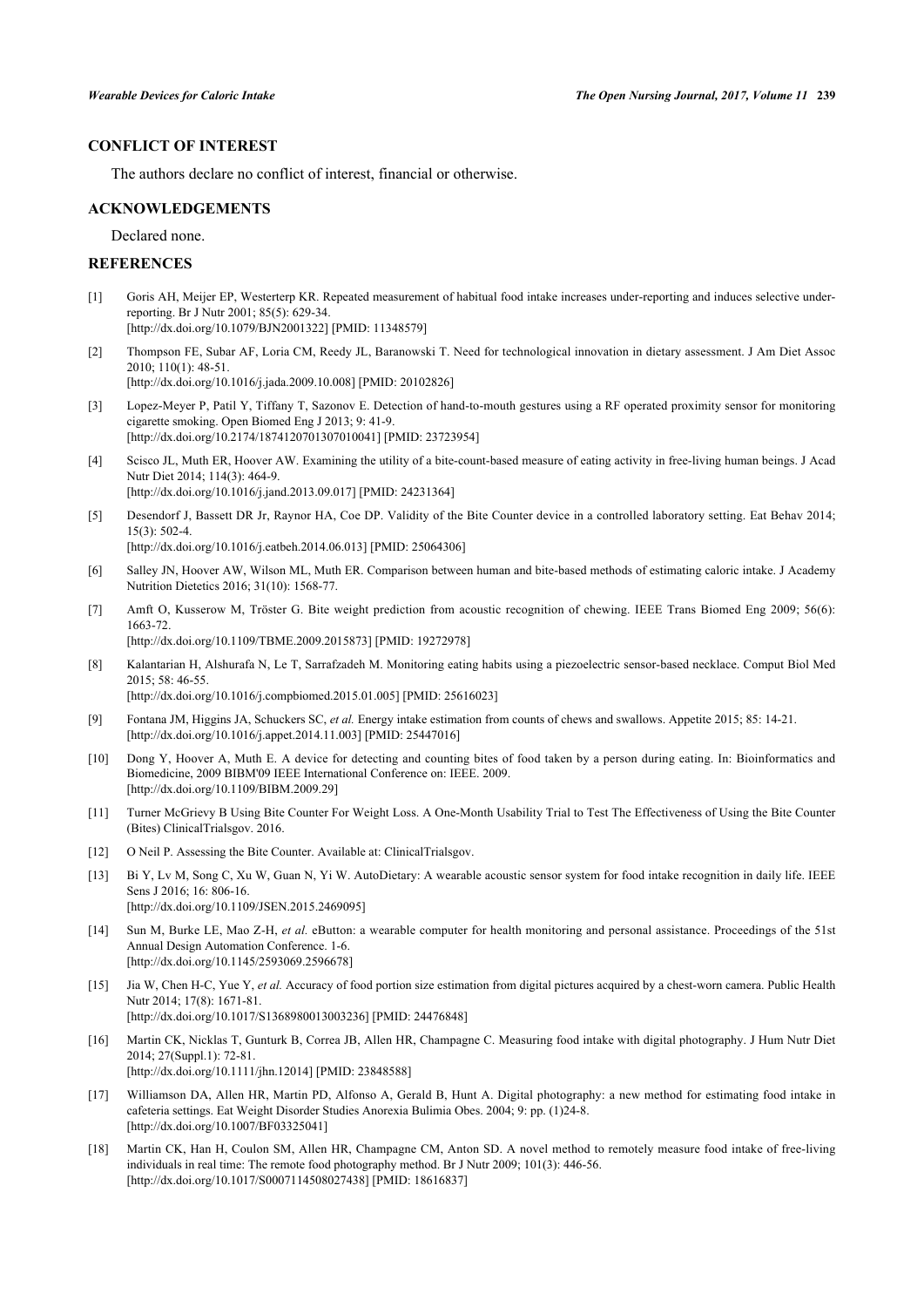## CONFLICT OF INTEREST

The authors declare no conflict of interest, financial or otherwise.

## ACKNOWLEDGEMENTS

Declared none.

## REFERENCES

[1] Goris AH, Meijer EP, Westerterp KR. Repeated measurement of habitual food intake increases under-reporting and induces selective under-reporting. Br J Nutr 2001; 85(5): 629-34. [http://dx.doi.org/10.1079/BJN2001322] [PMID: 11348579]

[2] Thompson FE, Subar AF, Loria CM, Reedy JL, Baranowski T. Need for technological innovation in dietary assessment. J Am Diet Assoc 2010; 110(1): 48-51. [http://dx.doi.org/10.1016/j.jada.2009.10.008] [PMID: 20102826]

[3] Lopez-Meyer P, Patil Y, Tiffany T, Sazonov E. Detection of hand-to-mouth gestures using a RF operated proximity sensor for monitoring cigarette smoking. Open Biomed Eng J 2013; 9: 41-9. [http://dx.doi.org/10.2174/1874120701307010041] [PMID: 23723954]

[4] Scisco JL, Muth ER, Hoover AW. Examining the utility of a bite-count-based measure of eating activity in free-living human beings. J Acad Nutr Diet 2014; 114(3): 464-9. [http://dx.doi.org/10.1016/j.jand.2013.09.017] [PMID: 24231364]

[5] Desendorf J, Bassett DR Jr, Raynor HA, Coe DP. Validity of the Bite Counter device in a controlled laboratory setting. Eat Behav 2014; 15(3): 502-4. [http://dx.doi.org/10.1016/j.eatbeh.2014.06.013] [PMID: 25064306]

[6] Salley JN, Hoover AW, Wilson ML, Muth ER. Comparison between human and bite-based methods of estimating caloric intake. J Academy Nutrition Dietetics 2016; 31(10): 1568-77.

[7] Amft O, Kusserow M, Tröster G. Bite weight prediction from acoustic recognition of chewing. IEEE Trans Biomed Eng 2009; 56(6): 1663-72. [http://dx.doi.org/10.1109/TBME.2009.2015873] [PMID: 19272978]

[8] Kalantarian H, Alshurafa N, Le T, Sarrafzadeh M. Monitoring eating habits using a piezoelectric sensor-based necklace. Comput Biol Med 2015; 58: 46-55. [http://dx.doi.org/10.1016/j.compbiomed.2015.01.005] [PMID: 25616023]

[9] Fontana JM, Higgins JA, Schuckers SC, *et al.* Energy intake estimation from counts of chews and swallows. Appetite 2015; 85: 14-21. [http://dx.doi.org/10.1016/j.appet.2014.11.003] [PMID: 25447016]

[10] Dong Y, Hoover A, Muth E. A device for detecting and counting bites of food taken by a person during eating. In: Bioinformatics and Biomedicine, 2009 BIBM'09 IEEE International Conference on: IEEE. 2009. [http://dx.doi.org/10.1109/BIBM.2009.29]

[11] Turner McGrievy B Using Bite Counter For Weight Loss. A One-Month Usability Trial to Test The Effectiveness of Using the Bite Counter (Bites) ClinicalTrialsgov. 2016.

[12] O Neil P. Assessing the Bite Counter. Available at: ClinicalTrialsgov.

[13] Bi Y, Lv M, Song C, Xu W, Guan N, Yi W. AutoDietary: A wearable acoustic sensor system for food intake recognition in daily life. IEEE Sens J 2016; 16: 806-16. [http://dx.doi.org/10.1109/JSEN.2015.2469095]

[14] Sun M, Burke LE, Mao Z-H, *et al.* eButton: a wearable computer for health monitoring and personal assistance. Proceedings of the 51st Annual Design Automation Conference. 1-6. [http://dx.doi.org/10.1145/2593069.2596678]

[15] Jia W, Chen H-C, Yue Y, *et al.* Accuracy of food portion size estimation from digital pictures acquired by a chest-worn camera. Public Health Nutr 2014; 17(8): 1671-81. [http://dx.doi.org/10.1017/S1368980013003236] [PMID: 24476848]

[16] Martin CK, Nicklas T, Gunturk B, Correa JB, Allen HR, Champagne C. Measuring food intake with digital photography. J Hum Nutr Diet 2014; 27(Suppl.1): 72-81. [http://dx.doi.org/10.1111/jhn.12014] [PMID: 23848588]

[17] Williamson DA, Allen HR, Martin PD, Alfonso A, Gerald B, Hunt A. Digital photography: a new method for estimating food intake in cafeteria settings. Eat Weight Disorder Studies Anorexia Bulimia Obes. 2004; 9: pp. (1)24-8. [http://dx.doi.org/10.1007/BF03325041]

[18] Martin CK, Han H, Coulon SM, Allen HR, Champagne CM, Anton SD. A novel method to remotely measure food intake of free-living individuals in real time: The remote food photography method. Br J Nutr 2009; 101(3): 446-56. [http://dx.doi.org/10.1017/S0007114508027438] [PMID: 18616837]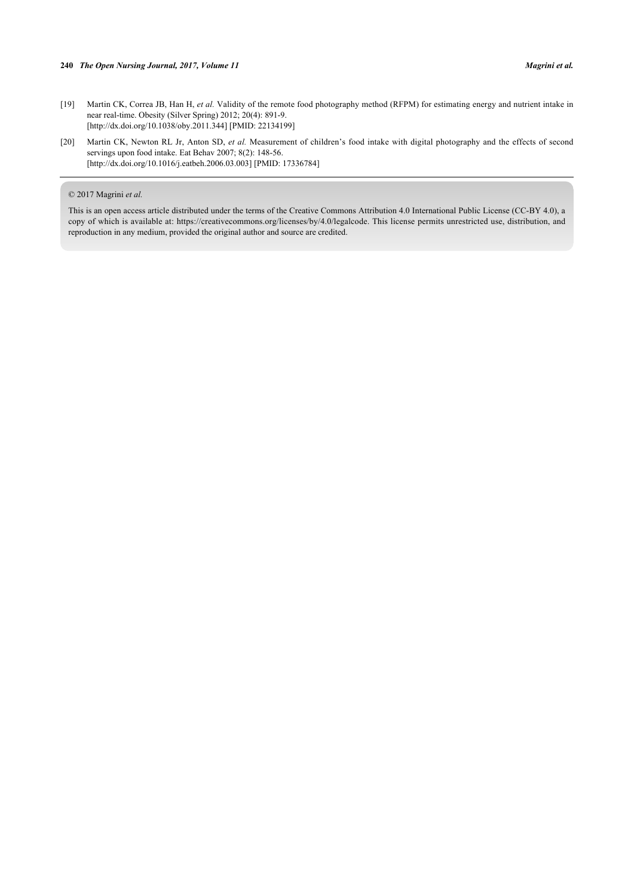[19] Martin CK, Correa JB, Han H, *et al.* Validity of the remote food photography method (RFPM) for estimating energy and nutrient intake in near real-time. Obesity (Silver Spring) 2012; 20(4): 891-9.
[http://dx.doi.org/10.1038/oby.2011.344] [PMID: 22134199]

[20] Martin CK, Newton RL Jr, Anton SD, *et al.* Measurement of children's food intake with digital photography and the effects of second servings upon food intake. Eat Behav 2007; 8(2): 148-56.
[http://dx.doi.org/10.1016/j.eatbeh.2006.03.003] [PMID: 17336784]

---

© 2017 Magrini *et al.*

This is an open access article distributed under the terms of the Creative Commons Attribution 4.0 International Public License (CC-BY 4.0), a copy of which is available at: https://creativecommons.org/licenses/by/4.0/legalcode. This license permits unrestricted use, distribution, and reproduction in any medium, provided the original author and source are credited.